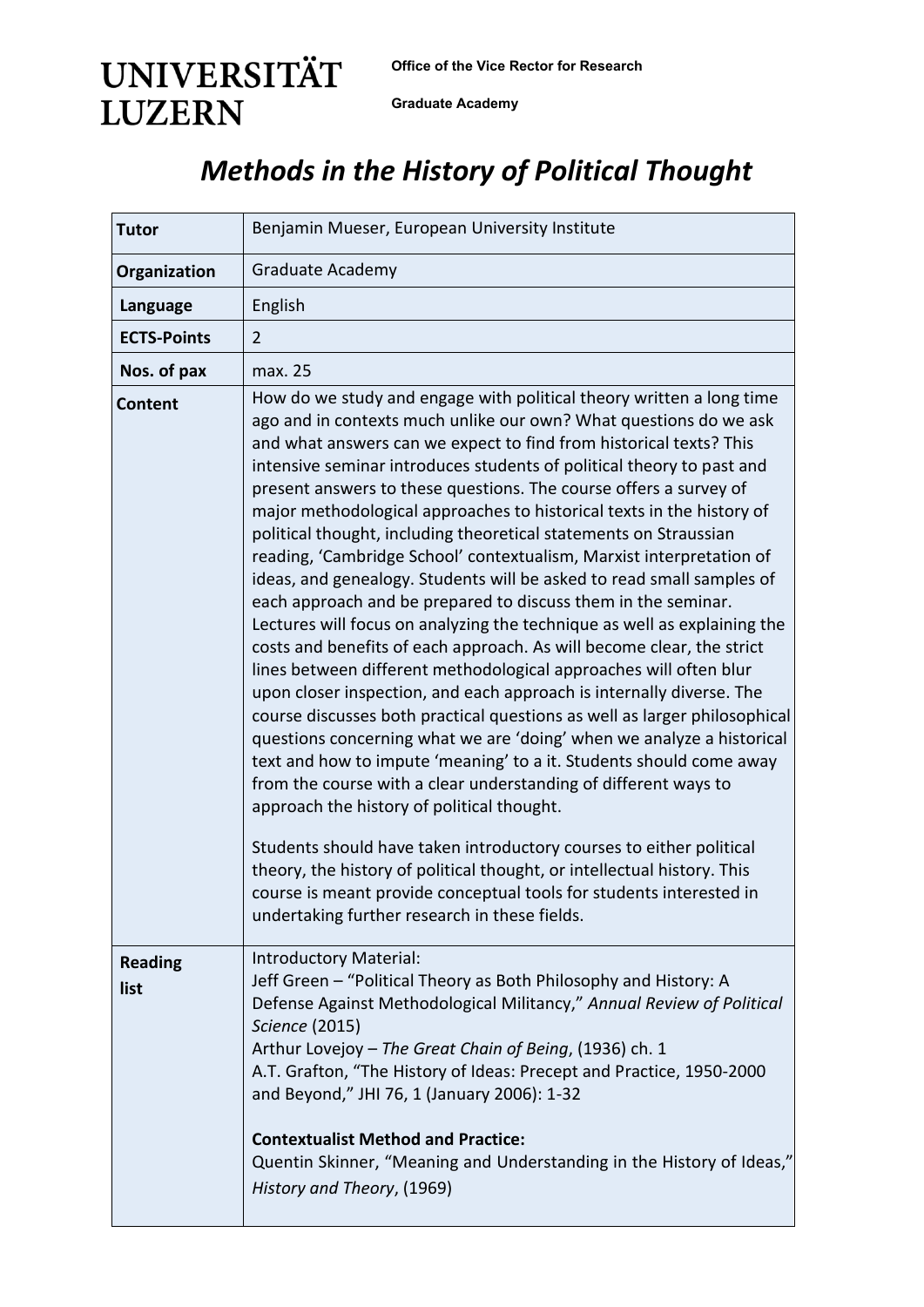UNIVERSITÄT LUZERN

**Office of the Vice Rector for Research**

**Graduate Academy**

# *Methods in the History of Political Thought*

| **Tutor** | Benjamin Mueser, European University Institute |
| --- | --- |
| **Organization** | Graduate Academy |
| **Language** | English |
| **ECTS-Points** | 2 |
| **Nos. of pax** | max. 25 |
| **Content** | How do we study and engage with political theory written a long time ago and in contexts much unlike our own? What questions do we ask and what answers can we expect to find from historical texts? This intensive seminar introduces students of political theory to past and present answers to these questions. The course offers a survey of major methodological approaches to historical texts in the history of political thought, including theoretical statements on Straussian reading, 'Cambridge School' contextualism, Marxist interpretation of ideas, and genealogy. Students will be asked to read small samples of each approach and be prepared to discuss them in the seminar. Lectures will focus on analyzing the technique as well as explaining the costs and benefits of each approach. As will become clear, the strict lines between different methodological approaches will often blur upon closer inspection, and each approach is internally diverse. The course discusses both practical questions as well as larger philosophical questions concerning what we are 'doing' when we analyze a historical text and how to impute 'meaning' to a it. Students should come away from the course with a clear understanding of different ways to approach the history of political thought.<br><br>Students should have taken introductory courses to either political theory, the history of political thought, or intellectual history. This course is meant provide conceptual tools for students interested in undertaking further research in these fields. |
| **Reading list** | Introductory Material:<br>Jeff Green – "Political Theory as Both Philosophy and History: A Defense Against Methodological Militancy," *Annual Review of Political Science* (2015)<br>Arthur Lovejoy – *The Great Chain of Being*, (1936) ch. 1<br>A.T. Grafton, "The History of Ideas: Precept and Practice, 1950-2000 and Beyond," JHI 76, 1 (January 2006): 1-32<br><br>**Contextualist Method and Practice:**<br>Quentin Skinner, "Meaning and Understanding in the History of Ideas," *History and Theory*, (1969) |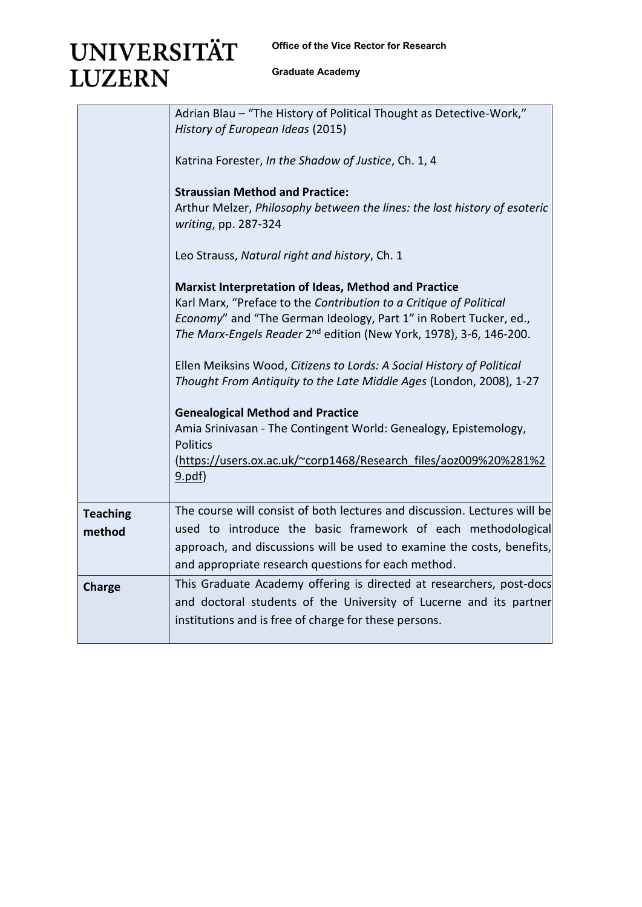| | |
|---|---|
| | Adrian Blau – "The History of Political Thought as Detective-Work," *History of European Ideas* (2015)<br><br>Katrina Forester, *In the Shadow of Justice*, Ch. 1, 4<br><br>**Straussian Method and Practice:**<br>Arthur Melzer, *Philosophy between the lines: the lost history of esoteric writing*, pp. 287-324<br><br>Leo Strauss, *Natural right and history*, Ch. 1<br><br>**Marxist Interpretation of Ideas, Method and Practice**<br>Karl Marx, "Preface to the *Contribution to a Critique of Political Economy*" and "The German Ideology, Part 1" in Robert Tucker, ed., *The Marx-Engels Reader* 2nd edition (New York, 1978), 3-6, 146-200.<br><br>Ellen Meiksins Wood, *Citizens to Lords: A Social History of Political Thought From Antiquity to the Late Middle Ages* (London, 2008), 1-27<br><br>**Genealogical Method and Practice**<br>Amia Srinivasan - The Contingent World: Genealogy, Epistemology, Politics<br>(https://users.ox.ac.uk/~corp1468/Research_files/aoz009%20%281%29.pdf) |
| **Teaching method** | The course will consist of both lectures and discussion. Lectures will be used to introduce the basic framework of each methodological approach, and discussions will be used to examine the costs, benefits, and appropriate research questions for each method. |
| **Charge** | This Graduate Academy offering is directed at researchers, post-docs and doctoral students of the University of Lucerne and its partner institutions and is free of charge for these persons. |